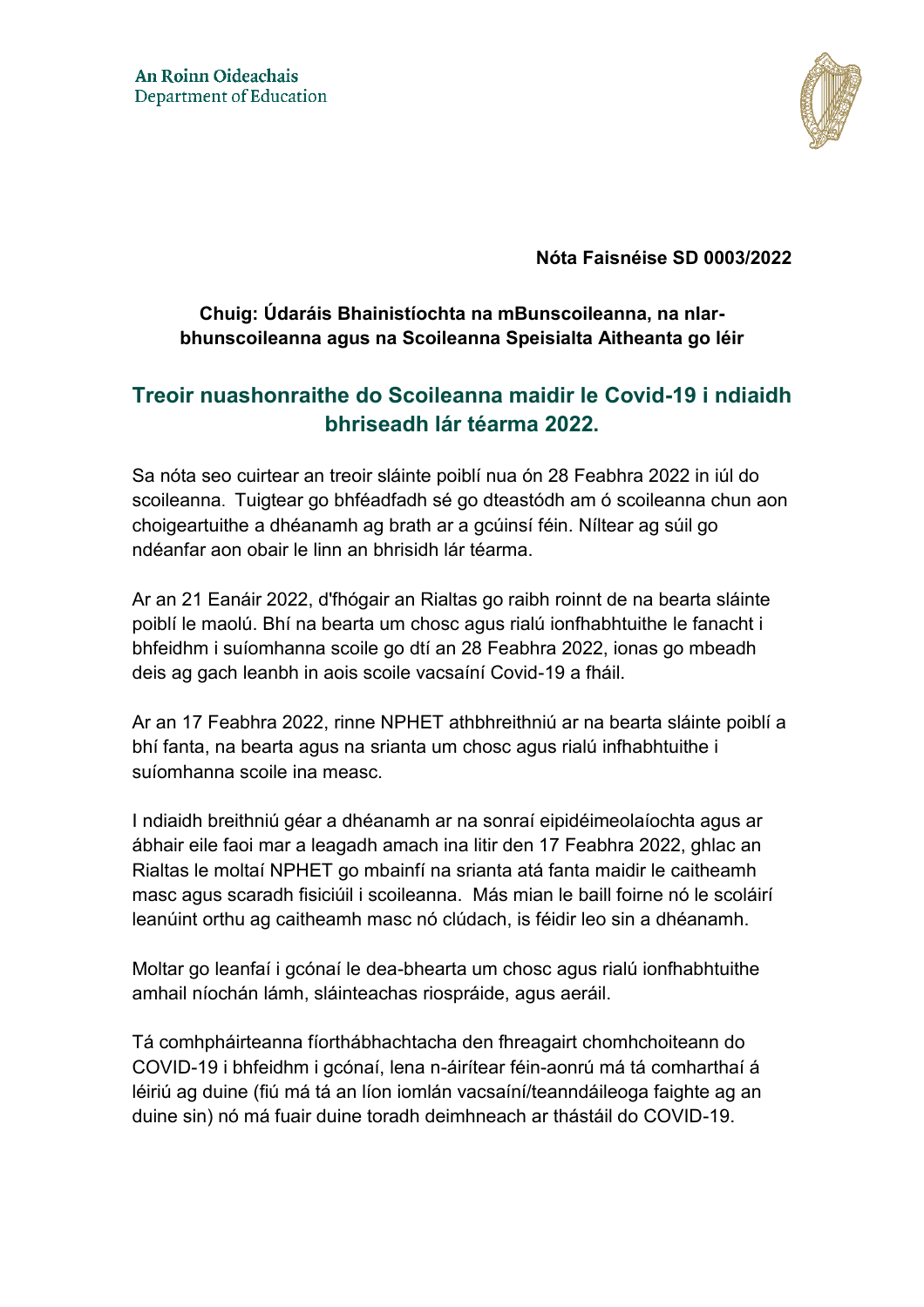An Roinn Oideachais
Department of Education

**Nóta Faisnéise SD 0003/2022**

**Chuig: Údaráis Bhainistíochta na mBunscoileanna, na nIar-bhunscoileanna agus na Scoileanna Speisialta Aitheanta go léir**

## Treoir nuashonraithe do Scoileanna maidir le Covid-19 i ndiaidh bhriseadh lár téarma 2022.

Sa nóta seo cuirtear an treoir sláinte poiblí nua ón 28 Feabhra 2022 in iúl do scoileanna. Tuigtear go bhféadfadh sé go dteastódh am ó scoileanna chun aon choigeartuithe a dhéanamh ag brath ar a gcúinsí féin. Níltear ag súil go ndéanfar aon obair le linn an bhrisidh lár téarma.

Ar an 21 Eanáir 2022, d'fhógair an Rialtas go raibh roinnt de na bearta sláinte poiblí le maolú. Bhí na bearta um chosc agus rialú ionfhabhtuithe le fanacht i bhfeidhm i suíomhanna scoile go dtí an 28 Feabhra 2022, ionas go mbeadh deis ag gach leanbh in aois scoile vacsaíní Covid-19 a fháil.

Ar an 17 Feabhra 2022, rinne NPHET athbhreithniú ar na bearta sláinte poiblí a bhí fanta, na bearta agus na srianta um chosc agus rialú infhabhtuithe i suíomhanna scoile ina measc.

I ndiaidh breithniú géar a dhéanamh ar na sonraí eipidéimeolaíochta agus ar ábhair eile faoi mar a leagadh amach ina litir den 17 Feabhra 2022, ghlac an Rialtas le moltaí NPHET go mbainfí na srianta atá fanta maidir le caitheamh masc agus scaradh fisiciúil i scoileanna. Más mian le baill foirne nó le scoláirí leanúint orthu ag caitheamh masc nó clúdach, is féidir leo sin a dhéanamh.

Moltar go leanfaí i gcónaí le dea-bhearta um chosc agus rialú ionfhabhtuithe amhail níochán lámh, sláinteachas riospráide, agus aeráil.

Tá comhpháirteanna fíorthábhachtacha den fhreagairt chomhchoiteann do COVID-19 i bhfeidhm i gcónaí, lena n-áirítear féin-aonrú má tá comharthaí á léiriú ag duine (fiú má tá an líon iomlán vacsaíní/teanndáileoga faighte ag an duine sin) nó má fuair duine toradh deimhneach ar thástáil do COVID-19.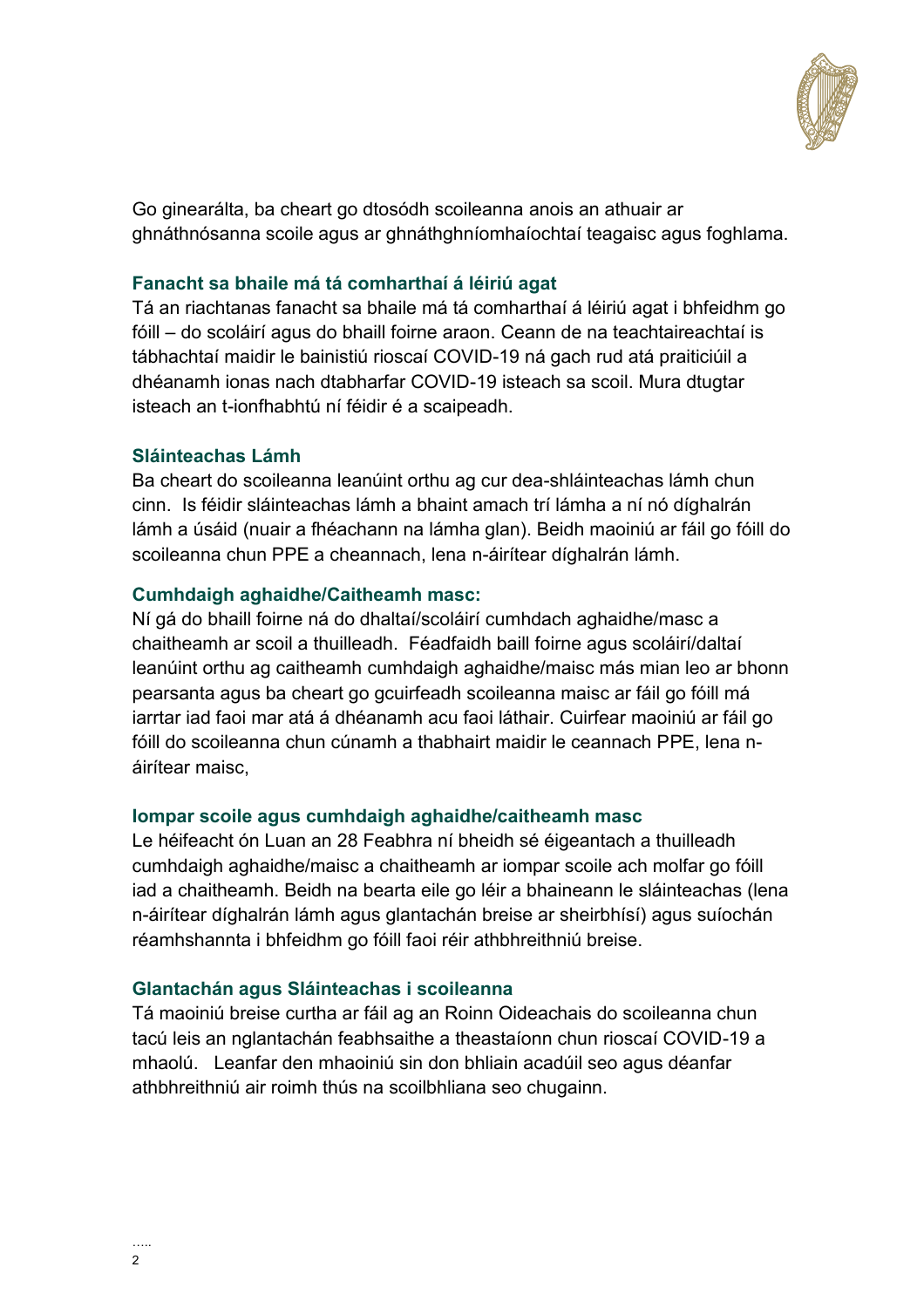Go ginearálta, ba cheart go dtosódh scoileanna anois an athuair ar ghnáthnósanna scoile agus ar ghnáthghníomhaíochtaí teagaisc agus foghlama.

### Fanacht sa bhaile má tá comharthaí á léiriú agat

Tá an riachtanas fanacht sa bhaile má tá comharthaí á léiriú agat i bhfeidhm go fóill – do scoláirí agus do bhaill foirne araon. Ceann de na teachtaireachtaí is tábhachtaí maidir le bainistiú rioscaí COVID-19 ná gach rud atá praiticiúil a dhéanamh ionas nach dtabharfar COVID-19 isteach sa scoil. Mura dtugtar isteach an t-ionfhabhtú ní féidir é a scaipeadh.

### Sláinteachas Lámh

Ba cheart do scoileanna leanúint orthu ag cur dea-shláinteachas lámh chun cinn.  Is féidir sláinteachas lámh a bhaint amach trí lámha a ní nó díghalrán lámh a úsáid (nuair a fhéachann na lámha glan). Beidh maoiniú ar fáil go fóill do scoileanna chun PPE a cheannach, lena n-áirítear díghalrán lámh.

### Cumhdaigh aghaidhe/Caitheamh masc:

Ní gá do bhaill foirne ná do dhaltaí/scoláirí cumhdach aghaidhe/masc a chaitheamh ar scoil a thuilleadh.  Féadfaidh baill foirne agus scoláirí/daltaí leanúint orthu ag caitheamh cumhdaigh aghaidhe/maisc más mian leo ar bhonn pearsanta agus ba cheart go gcuirfeadh scoileanna maisc ar fáil go fóill má iarrtar iad faoi mar atá á dhéanamh acu faoi láthair. Cuirfear maoiniú ar fáil go fóill do scoileanna chun cúnamh a thabhairt maidir le ceannach PPE, lena n-áirítear maisc,

### Iompar scoile agus cumhdaigh aghaidhe/caitheamh masc

Le héifeacht ón Luan an 28 Feabhra ní bheidh sé éigeantach a thuilleadh cumhdaigh aghaidhe/maisc a chaitheamh ar iompar scoile ach molfar go fóill iad a chaitheamh. Beidh na bearta eile go léir a bhaineann le sláinteachas (lena n-áirítear díghalrán lámh agus glantachán breise ar sheirbhísí) agus suíochán réamhshannta i bhfeidhm go fóill faoi réir athbhreithniú breise.

### Glantachán agus Sláinteachas i scoileanna

Tá maoiniú breise curtha ar fáil ag an Roinn Oideachais do scoileanna chun tacú leis an nglantachán feabhsaithe a theastaíonn chun rioscaí COVID-19 a mhaolú.   Leanfar den mhaoiniú sin don bhliain acadúil seo agus déanfar athbhreithniú air roimh thús na scoilbhliana seo chugainn.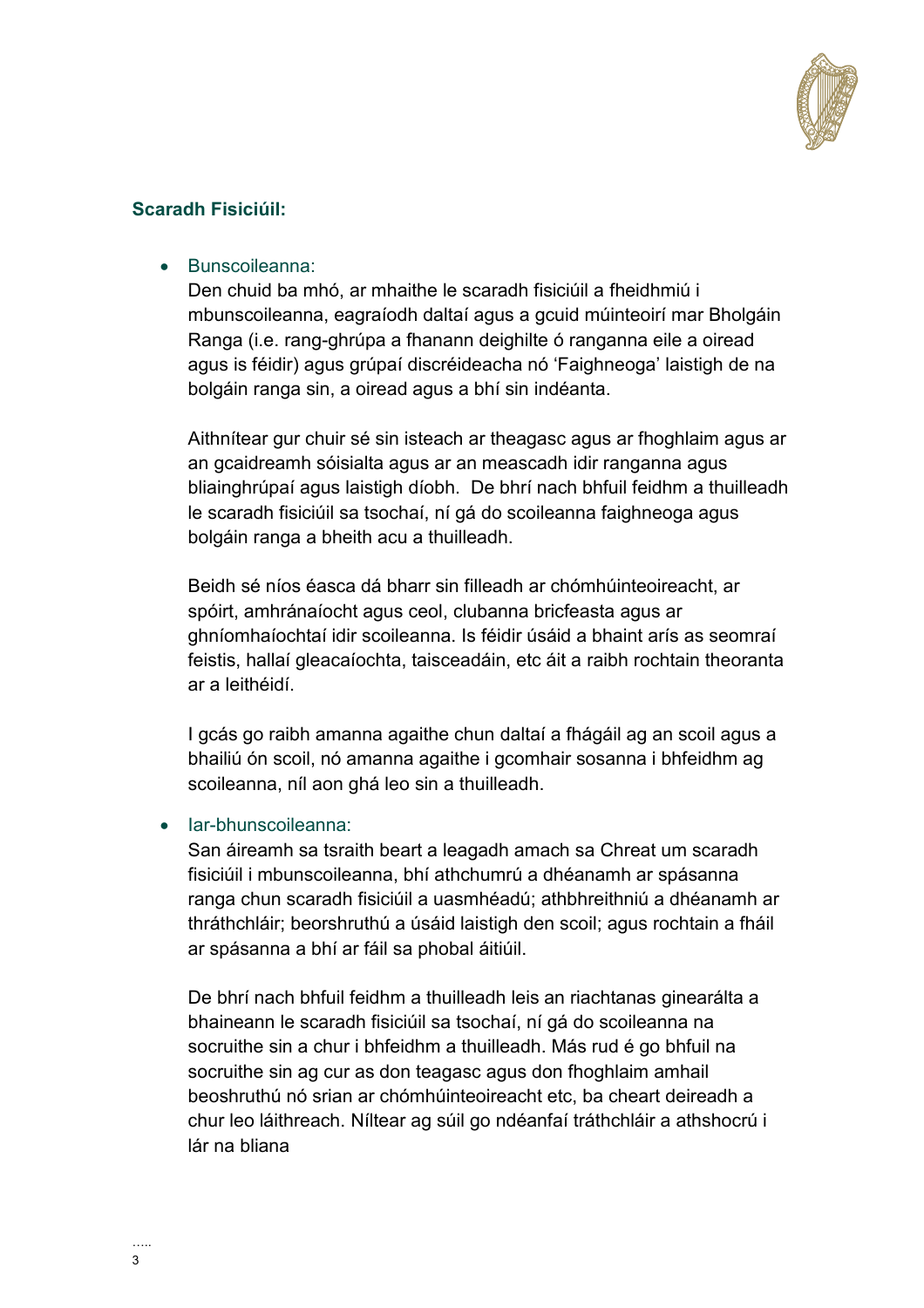**Scaradh Fisiciúil:**

- Bunscoileanna:

  Den chuid ba mhó, ar mhaithe le scaradh fisiciúil a fheidhmiú i mbunscoileanna, eagraíodh daltaí agus a gcuid múinteoirí mar Bholgáin Ranga (i.e. rang-ghrúpa a fhanann deighilte ó ranganna eile a oiread agus is féidir) agus grúpaí discréideacha nó 'Faighneoga' laistigh de na bolgáin ranga sin, a oiread agus a bhí sin indéanta.

  Aithnítear gur chuir sé sin isteach ar theagasc agus ar fhoghlaim agus ar an gcaidreamh sóisialta agus ar an meascadh idir ranganna agus bliainghrúpaí agus laistigh díobh. De bhrí nach bhfuil feidhm a thuilleadh le scaradh fisiciúil sa tsochaí, ní gá do scoileanna faighneoga agus bolgáin ranga a bheith acu a thuilleadh.

  Beidh sé níos éasca dá bharr sin filleadh ar chómhúinteoireacht, ar spóirt, amhránaíocht agus ceol, clubanna bricfeasta agus ar ghníomhaíochtaí idir scoileanna. Is féidir úsáid a bhaint arís as seomraí feistis, hallaí gleacaíochta, taisceadáin, etc áit a raibh rochtain theoranta ar a leithéidí.

  I gcás go raibh amanna agaithe chun daltaí a fhágáil ag an scoil agus a bhailiú ón scoil, nó amanna agaithe i gcomhair sosanna i bhfeidhm ag scoileanna, níl aon ghá leo sin a thuilleadh.

- Iar-bhunscoileanna:

  San áireamh sa tsraith beart a leagadh amach sa Chreat um scaradh fisiciúil i mbunscoileanna, bhí athchumrú a dhéanamh ar spásanna ranga chun scaradh fisiciúil a uasmhéadú; athbhreithniú a dhéanamh ar thráthchláir; beorshruthú a úsáid laistigh den scoil; agus rochtain a fháil ar spásanna a bhí ar fáil sa phobal áitiúil.

  De bhrí nach bhfuil feidhm a thuilleadh leis an riachtanas ginearálta a bhaineann le scaradh fisiciúil sa tsochaí, ní gá do scoileanna na socruithe sin a chur i bhfeidhm a thuilleadh. Más rud é go bhfuil na socruithe sin ag cur as don teagasc agus don fhoghlaim amhail beoshruthú nó srian ar chómhúinteoireacht etc, ba cheart deireadh a chur leo láithreach. Níltear ag súil go ndéanfaí tráthchláir a athshocrú i lár na bliana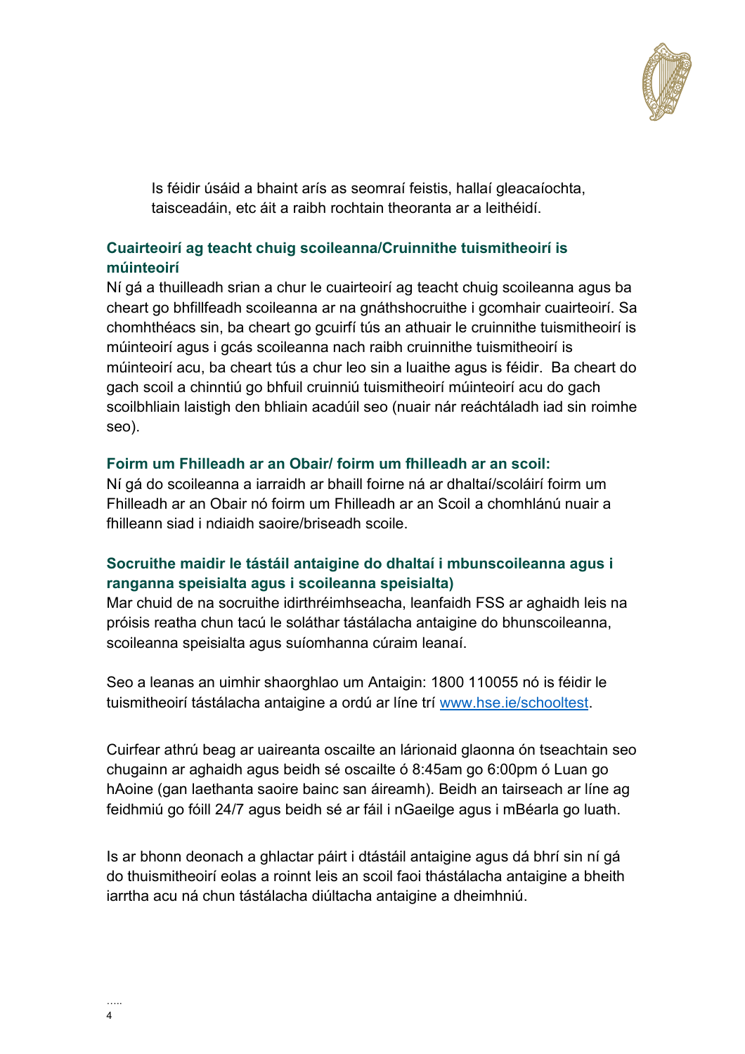Is féidir úsáid a bhaint arís as seomraí feistis, hallaí gleacaíochta, taisceadáin, etc áit a raibh rochtain theoranta ar a leithéidí.

### Cuairteoirí ag teacht chuig scoileanna/Cruinnithe tuismitheoirí is múinteoirí

Ní gá a thuilleadh srian a chur le cuairteoirí ag teacht chuig scoileanna agus ba cheart go bhfillfeadh scoileanna ar na gnáthshocruithe i gcomhair cuairteoirí. Sa chomhthéacs sin, ba cheart go gcuirfí tús an athuair le cruinnithe tuismitheoirí is múinteoirí agus i gcás scoileanna nach raibh cruinnithe tuismitheoirí is múinteoirí acu, ba cheart tús a chur leo sin a luaithe agus is féidir. Ba cheart do gach scoil a chinntiú go bhfuil cruinniú tuismitheoirí múinteoirí acu do gach scoilbhliain laistigh den bhliain acadúil seo (nuair nár reáchtáladh iad sin roimhe seo).

### Foirm um Fhilleadh ar an Obair/ foirm um fhilleadh ar an scoil:

Ní gá do scoileanna a iarraidh ar bhaill foirne ná ar dhaltaí/scoláirí foirm um Fhilleadh ar an Obair nó foirm um Fhilleadh ar an Scoil a chomhlánú nuair a fhilleann siad i ndiaidh saoire/briseadh scoile.

### Socruithe maidir le tástáil antaigine do dhaltaí i mbunscoileanna agus i ranganna speisialta agus i scoileanna speisialta)

Mar chuid de na socruithe idirthréimhseacha, leanfaidh FSS ar aghaidh leis na próisis reatha chun tacú le soláthar tástálacha antaigine do bhunscoileanna, scoileanna speisialta agus suíomhanna cúraim leanaí.

Seo a leanas an uimhir shaorghlao um Antaigin: 1800 110055 nó is féidir le tuismitheoirí tástálacha antaigine a ordú ar líne trí [www.hse.ie/schooltest](www.hse.ie/schooltest).

Cuirfear athrú beag ar uaireanta oscailte an lárionaid glaonna ón tseachtain seo chugainn ar aghaidh agus beidh sé oscailte ó 8:45am go 6:00pm ó Luan go hAoine (gan laethanta saoire bainc san áireamh). Beidh an tairseach ar líne ag feidhmiú go fóill 24/7 agus beidh sé ar fáil i nGaeilge agus i mBéarla go luath.

Is ar bhonn deonach a ghlactar páirt i dtástáil antaigine agus dá bhrí sin ní gá do thuismitheoirí eolas a roinnt leis an scoil faoi thástálacha antaigine a bheith iarrtha acu ná chun tástálacha diúltacha antaigine a dheimhniú.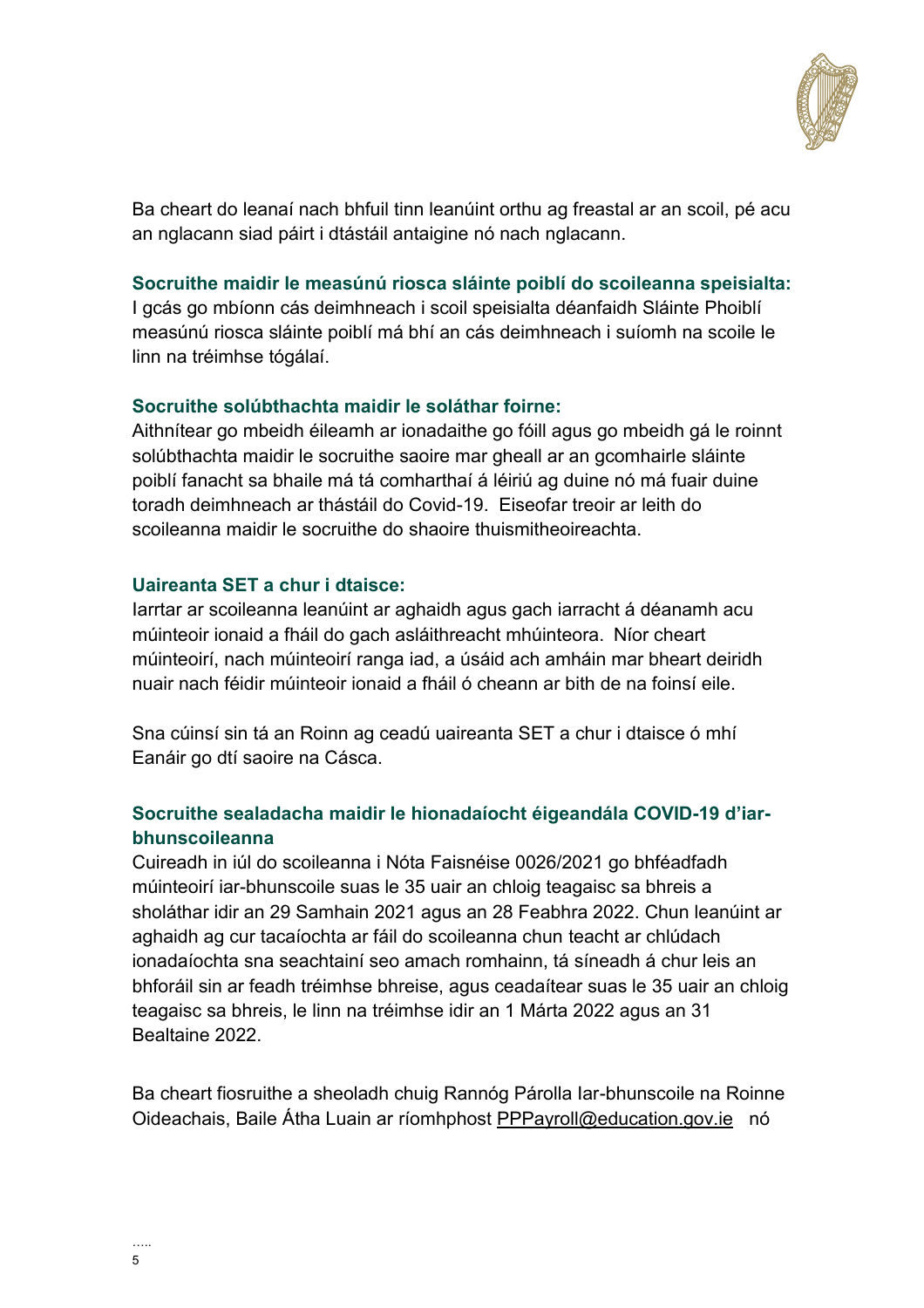Ba cheart do leanaí nach bhfuil tinn leanúint orthu ag freastal ar an scoil, pé acu an nglacann siad páirt i dtástáil antaigine nó nach nglacann.

**Socruithe maidir le measúnú riosca sláinte poiblí do scoileanna speisialta:**

I gcás go mbíonn cás deimhneach i scoil speisialta déanfaidh Sláinte Phoiblí measúnú riosca sláinte poiblí má bhí an cás deimhneach i suíomh na scoile le linn na tréimhse tógálaí.

**Socruithe solúbthachta maidir le soláthar foirne:**

Aithnítear go mbeidh éileamh ar ionadaithe go fóill agus go mbeidh gá le roinnt solúbthachta maidir le socruithe saoire mar gheall ar an gcomhairle sláinte poiblí fanacht sa bhaile má tá comharthaí á léiriú ag duine nó má fuair duine toradh deimhneach ar thástáil do Covid-19. Eiseofar treoir ar leith do scoileanna maidir le socruithe do shaoire thuismitheoireachta.

**Uaireanta SET a chur i dtaisce:**

Iarrtar ar scoileanna leanúint ar aghaidh agus gach iarracht á déanamh acu múinteoir ionaid a fháil do gach asláithreacht mhúinteora. Níor cheart múinteoirí, nach múinteoirí ranga iad, a úsáid ach amháin mar bheart deiridh nuair nach féidir múinteoir ionaid a fháil ó cheann ar bith de na foinsí eile.

Sna cúinsí sin tá an Roinn ag ceadú uaireanta SET a chur i dtaisce ó mhí Eanáir go dtí saoire na Cásca.

**Socruithe sealadacha maidir le hionadaíocht éigeandála COVID-19 d'iar-bhunscoileanna**

Cuireadh in iúl do scoileanna i Nóta Faisnéise 0026/2021 go bhféadfadh múinteoirí iar-bhunscoile suas le 35 uair an chloig teagaisc sa bhreis a sholáthar idir an 29 Samhain 2021 agus an 28 Feabhra 2022. Chun leanúint ar aghaidh ag cur tacaíochta ar fáil do scoileanna chun teacht ar chlúdach ionadaíochta sna seachtainí seo amach romhainn, tá síneadh á chur leis an bhforáil sin ar feadh tréimhse bhreise, agus ceadaítear suas le 35 uair an chloig teagaisc sa bhreis, le linn na tréimhse idir an 1 Márta 2022 agus an 31 Bealtaine 2022.

Ba cheart fiosruithe a sheoladh chuig Rannóg Párolla Iar-bhunscoile na Roinne Oideachais, Baile Átha Luain ar ríomhphost PPPayroll@education.gov.ie nó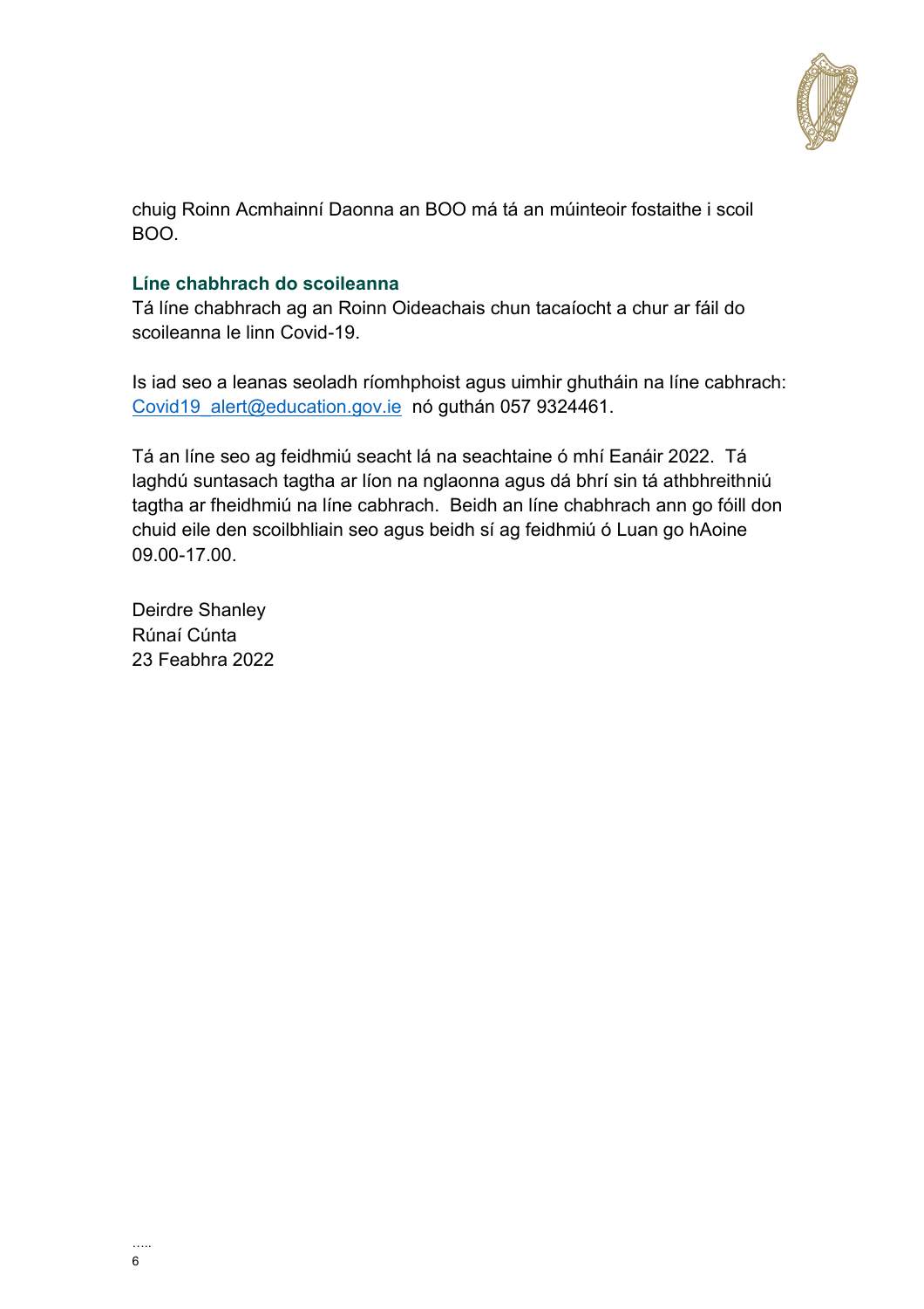chuig Roinn Acmhainní Daonna an BOO má tá an múinteoir fostaithe i scoil BOO.

### Líne chabhrach do scoileanna

Tá líne chabhrach ag an Roinn Oideachais chun tacaíocht a chur ar fáil do scoileanna le linn Covid-19.

Is iad seo a leanas seoladh ríomhphoist agus uimhir ghutháin na líne cabhrach: Covid19_alert@education.gov.ie nó guthán 057 9324461.

Tá an líne seo ag feidhmiú seacht lá na seachtaine ó mhí Eanáir 2022. Tá laghdú suntasach tagtha ar líon na nglaonna agus dá bhrí sin tá athbhreithniú tagtha ar fheidhmiú na líne cabhrach. Beidh an líne chabhrach ann go fóill don chuid eile den scoilbhliain seo agus beidh sí ag feidhmiú ó Luan go hAoine 09.00-17.00.

Deirdre Shanley
Rúnaí Cúnta
23 Feabhra 2022